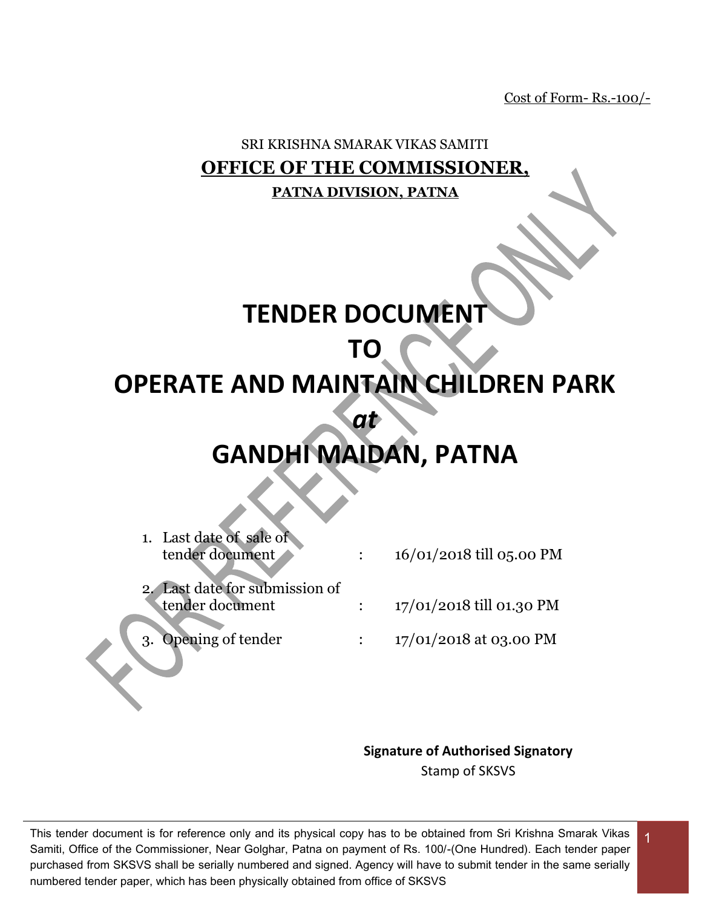Cost of Form- Rs.-100/-

SRI KRISHNA SMARAK VIKAS SAMITI

**OFFICE OF THE COMMISSIONER,**

**PATNA DIVISION, PATNA**

# TENDER DOCUMENT
# TO
# OPERATE AND MAINTAIN CHILDREN PARK
# *at*
# GANDHI MAIDAN, PATNA

1. Last date of sale of tender document : 16/01/2018 till 05.00 PM
2. Last date for submission of tender document : 17/01/2018 till 01.30 PM
3. Opening of tender : 17/01/2018 at 03.00 PM

**Signature of Authorised Signatory**

Stamp of SKSVS

This tender document is for reference only and its physical copy has to be obtained from Sri Krishna Smarak Vikas Samiti, Office of the Commissioner, Near Golghar, Patna on payment of Rs. 100/-(One Hundred). Each tender paper purchased from SKSVS shall be serially numbered and signed. Agency will have to submit tender in the same serially numbered tender paper, which has been physically obtained from office of SKSVS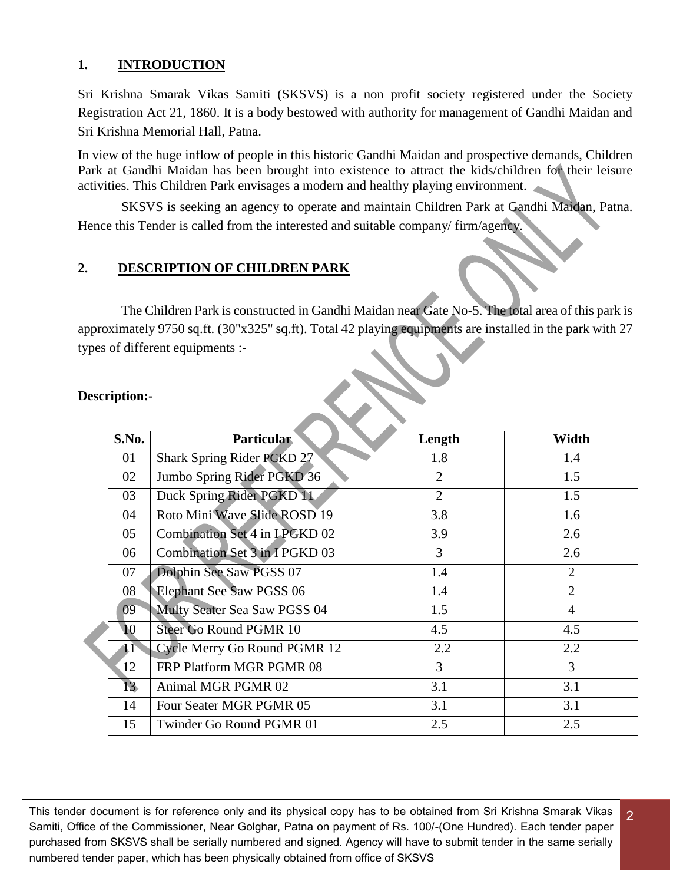## 1. INTRODUCTION

Sri Krishna Smarak Vikas Samiti (SKSVS) is a non–profit society registered under the Society Registration Act 21, 1860. It is a body bestowed with authority for management of Gandhi Maidan and Sri Krishna Memorial Hall, Patna.

In view of the huge inflow of people in this historic Gandhi Maidan and prospective demands, Children Park at Gandhi Maidan has been brought into existence to attract the kids/children for their leisure activities. This Children Park envisages a modern and healthy playing environment.

SKSVS is seeking an agency to operate and maintain Children Park at Gandhi Maidan, Patna. Hence this Tender is called from the interested and suitable company/ firm/agency.

## 2. DESCRIPTION OF CHILDREN PARK

The Children Park is constructed in Gandhi Maidan near Gate No-5. The total area of this park is approximately 9750 sq.ft. (30"x325" sq.ft). Total 42 playing equipments are installed in the park with 27 types of different equipments :-

**Description:-**

| S.No. | Particular | Length | Width |
|---|---|---|---|
| 01 | Shark Spring Rider PGKD 27 | 1.8 | 1.4 |
| 02 | Jumbo Spring Rider PGKD 36 | 2 | 1.5 |
| 03 | Duck Spring Rider PGKD 11 | 2 | 1.5 |
| 04 | Roto Mini Wave Slide ROSD 19 | 3.8 | 1.6 |
| 05 | Combination Set 4 in I PGKD 02 | 3.9 | 2.6 |
| 06 | Combination Set 3 in I PGKD 03 | 3 | 2.6 |
| 07 | Dolphin See Saw PGSS 07 | 1.4 | 2 |
| 08 | Elephant See Saw PGSS 06 | 1.4 | 2 |
| 09 | Multy Seater Sea Saw PGSS 04 | 1.5 | 4 |
| 10 | Steer Go Round PGMR 10 | 4.5 | 4.5 |
| 11 | Cycle Merry Go Round PGMR 12 | 2.2 | 2.2 |
| 12 | FRP Platform MGR PGMR 08 | 3 | 3 |
| 13 | Animal MGR PGMR 02 | 3.1 | 3.1 |
| 14 | Four Seater MGR PGMR 05 | 3.1 | 3.1 |
| 15 | Twinder Go Round PGMR 01 | 2.5 | 2.5 |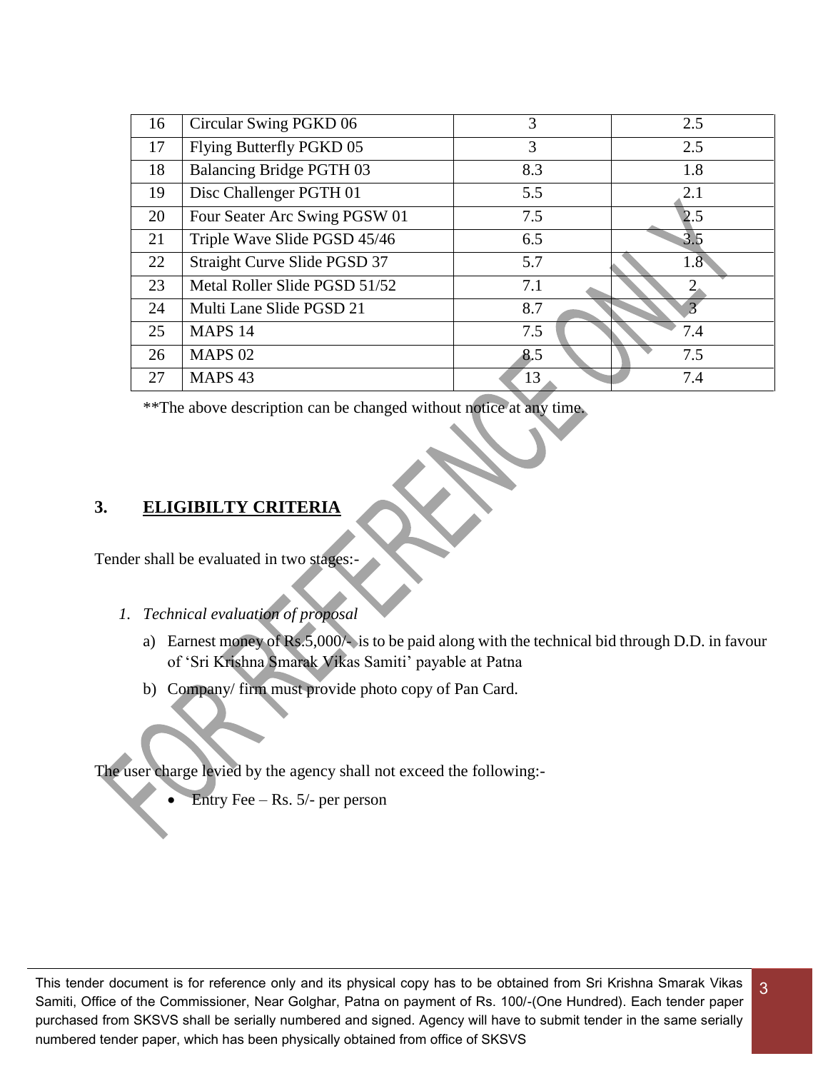| 16 | Circular Swing PGKD 06 | 3 | 2.5 |
|---|---|---|---|
| 17 | Flying Butterfly PGKD 05 | 3 | 2.5 |
| 18 | Balancing Bridge PGTH 03 | 8.3 | 1.8 |
| 19 | Disc Challenger PGTH 01 | 5.5 | 2.1 |
| 20 | Four Seater Arc Swing PGSW 01 | 7.5 | 2.5 |
| 21 | Triple Wave Slide PGSD 45/46 | 6.5 | 3.5 |
| 22 | Straight Curve Slide PGSD 37 | 5.7 | 1.8 |
| 23 | Metal Roller Slide PGSD 51/52 | 7.1 | 2 |
| 24 | Multi Lane Slide PGSD 21 | 8.7 | 3 |
| 25 | MAPS 14 | 7.5 | 7.4 |
| 26 | MAPS 02 | 8.5 | 7.5 |
| 27 | MAPS 43 | 13 | 7.4 |

**The above description can be changed without notice at any time.

## 3. ELIGIBILTY CRITERIA

Tender shall be evaluated in two stages:-

1. *Technical evaluation of proposal*

   a) Earnest money of Rs.5,000/- is to be paid along with the technical bid through D.D. in favour of 'Sri Krishna Smarak Vikas Samiti' payable at Patna

   b) Company/ firm must provide photo copy of Pan Card.

The user charge levied by the agency shall not exceed the following:-

- Entry Fee – Rs. 5/- per person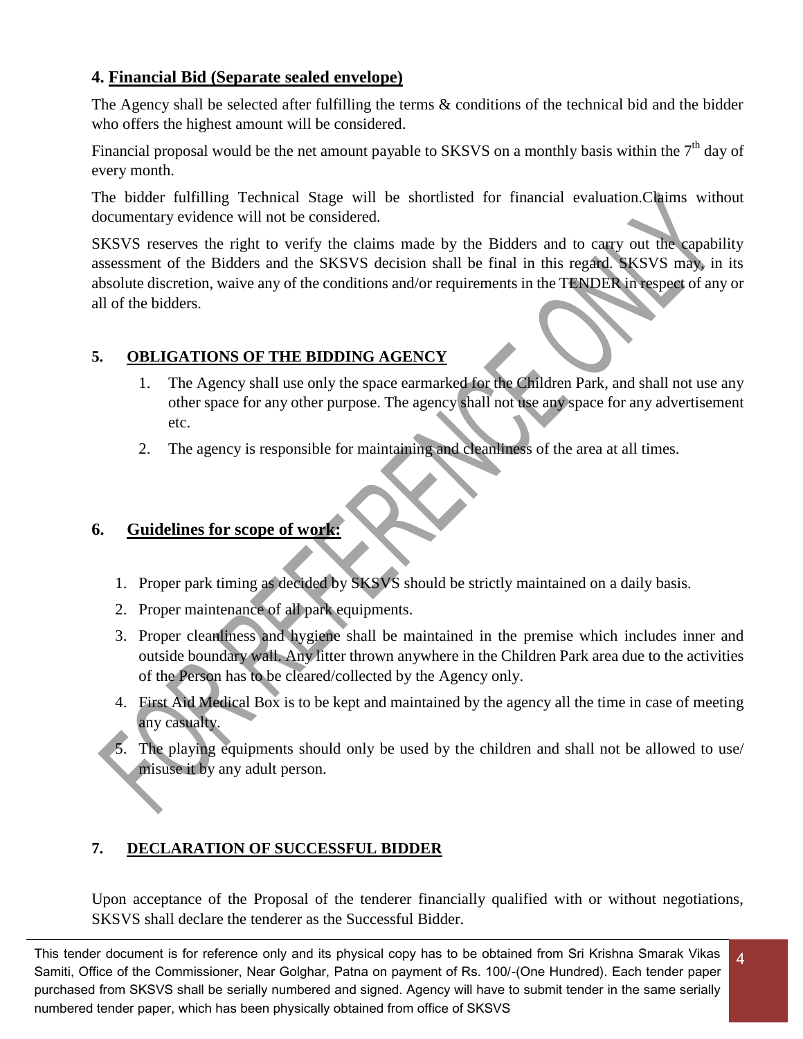## 4. Financial Bid (Separate sealed envelope)

The Agency shall be selected after fulfilling the terms & conditions of the technical bid and the bidder who offers the highest amount will be considered.

Financial proposal would be the net amount payable to SKSVS on a monthly basis within the 7th day of every month.

The bidder fulfilling Technical Stage will be shortlisted for financial evaluation.Claims without documentary evidence will not be considered.

SKSVS reserves the right to verify the claims made by the Bidders and to carry out the capability assessment of the Bidders and the SKSVS decision shall be final in this regard. SKSVS may, in its absolute discretion, waive any of the conditions and/or requirements in the TENDER in respect of any or all of the bidders.

## 5. OBLIGATIONS OF THE BIDDING AGENCY

1. The Agency shall use only the space earmarked for the Children Park, and shall not use any other space for any other purpose. The agency shall not use any space for any advertisement etc.
2. The agency is responsible for maintaining and cleanliness of the area at all times.

## 6. Guidelines for scope of work:

1. Proper park timing as decided by SKSVS should be strictly maintained on a daily basis.
2. Proper maintenance of all park equipments.
3. Proper cleanliness and hygiene shall be maintained in the premise which includes inner and outside boundary wall. Any litter thrown anywhere in the Children Park area due to the activities of the Person has to be cleared/collected by the Agency only.
4. First Aid Medical Box is to be kept and maintained by the agency all the time in case of meeting any casualty.
5. The playing equipments should only be used by the children and shall not be allowed to use/ misuse it by any adult person.

## 7. DECLARATION OF SUCCESSFUL BIDDER

Upon acceptance of the Proposal of the tenderer financially qualified with or without negotiations, SKSVS shall declare the tenderer as the Successful Bidder.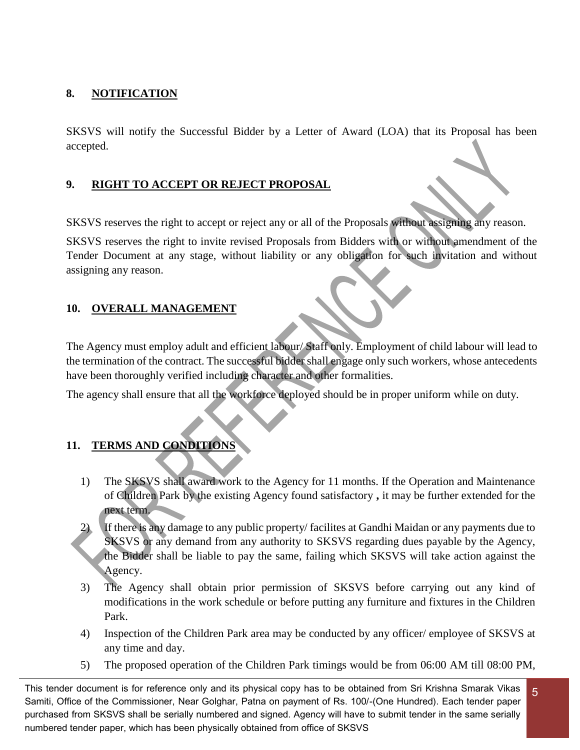## 8. NOTIFICATION

SKSVS will notify the Successful Bidder by a Letter of Award (LOA) that its Proposal has been accepted.

## 9. RIGHT TO ACCEPT OR REJECT PROPOSAL

SKSVS reserves the right to accept or reject any or all of the Proposals without assigning any reason.

SKSVS reserves the right to invite revised Proposals from Bidders with or without amendment of the Tender Document at any stage, without liability or any obligation for such invitation and without assigning any reason.

## 10. OVERALL MANAGEMENT

The Agency must employ adult and efficient labour/ Staff only. Employment of child labour will lead to the termination of the contract. The successful bidder shall engage only such workers, whose antecedents have been thoroughly verified including character and other formalities.

The agency shall ensure that all the workforce deployed should be in proper uniform while on duty.

## 11. TERMS AND CONDITIONS

1) The SKSVS shall award work to the Agency for 11 months. If the Operation and Maintenance of Children Park by the existing Agency found satisfactory , it may be further extended for the next term.
2) If there is any damage to any public property/ facilites at Gandhi Maidan or any payments due to SKSVS or any demand from any authority to SKSVS regarding dues payable by the Agency, the Bidder shall be liable to pay the same, failing which SKSVS will take action against the Agency.
3) The Agency shall obtain prior permission of SKSVS before carrying out any kind of modifications in the work schedule or before putting any furniture and fixtures in the Children Park.
4) Inspection of the Children Park area may be conducted by any officer/ employee of SKSVS at any time and day.
5) The proposed operation of the Children Park timings would be from 06:00 AM till 08:00 PM,

This tender document is for reference only and its physical copy has to be obtained from Sri Krishna Smarak Vikas Samiti, Office of the Commissioner, Near Golghar, Patna on payment of Rs. 100/-(One Hundred). Each tender paper purchased from SKSVS shall be serially numbered and signed. Agency will have to submit tender in the same serially numbered tender paper, which has been physically obtained from office of SKSVS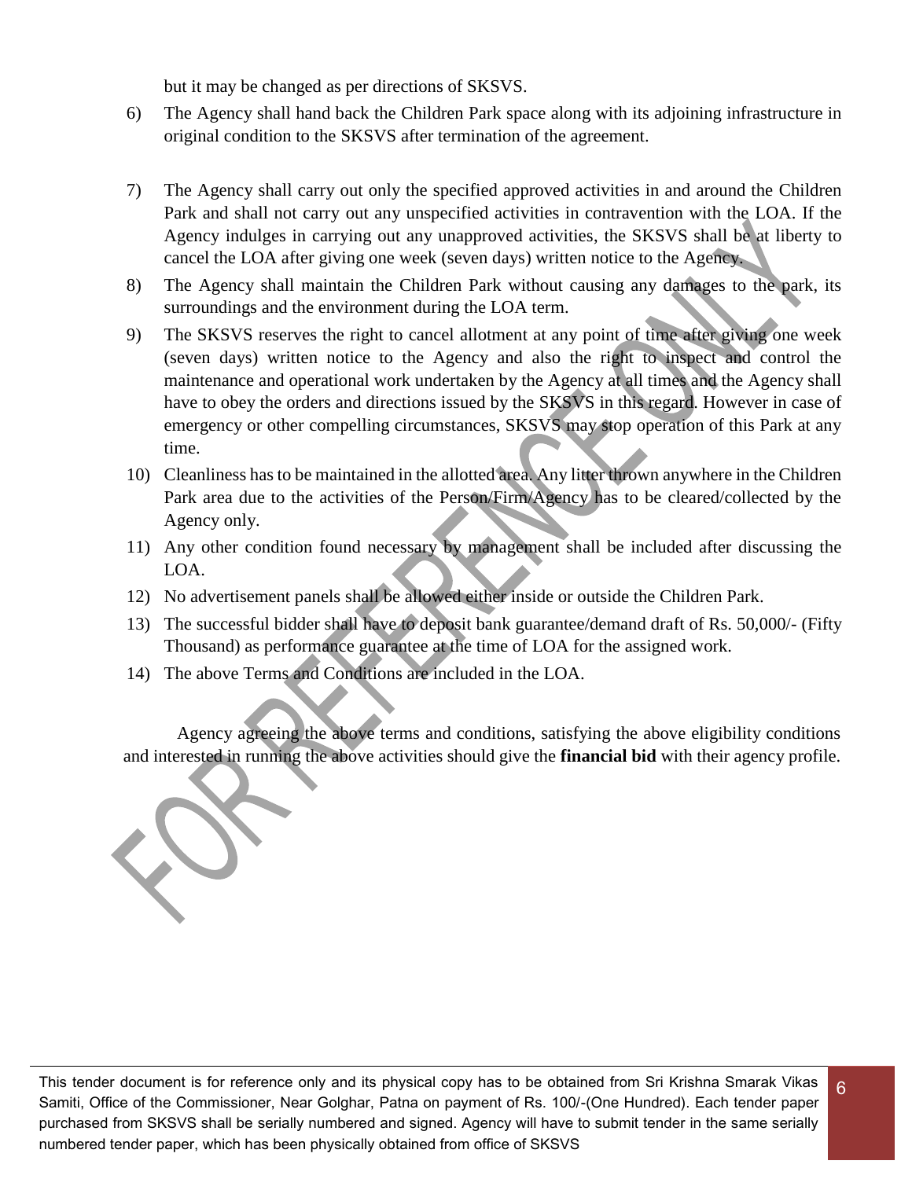but it may be changed as per directions of SKSVS.

6) The Agency shall hand back the Children Park space along with its adjoining infrastructure in original condition to the SKSVS after termination of the agreement.

7) The Agency shall carry out only the specified approved activities in and around the Children Park and shall not carry out any unspecified activities in contravention with the LOA. If the Agency indulges in carrying out any unapproved activities, the SKSVS shall be at liberty to cancel the LOA after giving one week (seven days) written notice to the Agency.

8) The Agency shall maintain the Children Park without causing any damages to the park, its surroundings and the environment during the LOA term.

9) The SKSVS reserves the right to cancel allotment at any point of time after giving one week (seven days) written notice to the Agency and also the right to inspect and control the maintenance and operational work undertaken by the Agency at all times and the Agency shall have to obey the orders and directions issued by the SKSVS in this regard. However in case of emergency or other compelling circumstances, SKSVS may stop operation of this Park at any time.

10) Cleanliness has to be maintained in the allotted area. Any litter thrown anywhere in the Children Park area due to the activities of the Person/Firm/Agency has to be cleared/collected by the Agency only.

11) Any other condition found necessary by management shall be included after discussing the LOA.

12) No advertisement panels shall be allowed either inside or outside the Children Park.

13) The successful bidder shall have to deposit bank guarantee/demand draft of Rs. 50,000/- (Fifty Thousand) as performance guarantee at the time of LOA for the assigned work.

14) The above Terms and Conditions are included in the LOA.

Agency agreeing the above terms and conditions, satisfying the above eligibility conditions and interested in running the above activities should give the **financial bid** with their agency profile.

This tender document is for reference only and its physical copy has to be obtained from Sri Krishna Smarak Vikas Samiti, Office of the Commissioner, Near Golghar, Patna on payment of Rs. 100/-(One Hundred). Each tender paper purchased from SKSVS shall be serially numbered and signed. Agency will have to submit tender in the same serially numbered tender paper, which has been physically obtained from office of SKSVS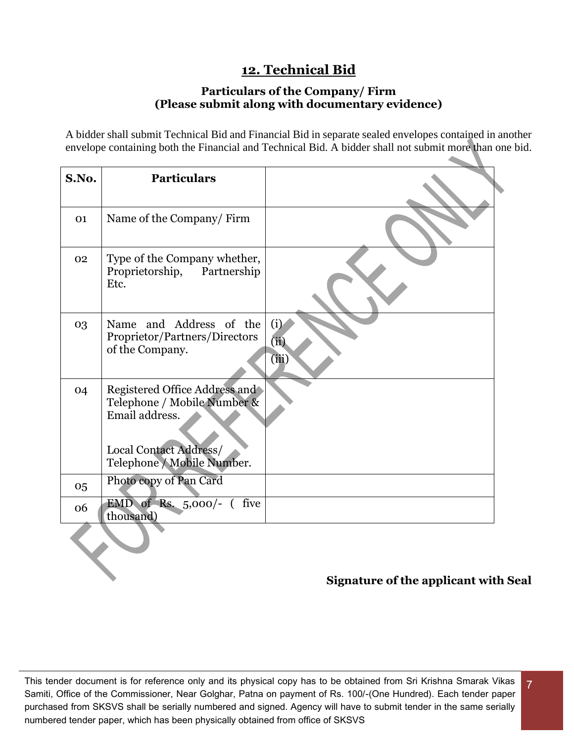## 12. Technical Bid

**Particulars of the Company/ Firm**
**(Please submit along with documentary evidence)**

A bidder shall submit Technical Bid and Financial Bid in separate sealed envelopes contained in another envelope containing both the Financial and Technical Bid. A bidder shall not submit more than one bid.

| S.No. | Particulars | |
|---|---|---|
| 01 | Name of the Company/ Firm | |
| 02 | Type of the Company whether, Proprietorship, Partnership Etc. | |
| 03 | Name and Address of the Proprietor/Partners/Directors of the Company. | (i)<br>(ii)<br>(iii) |
| 04 | Registered Office Address and Telephone / Mobile Number & Email address.<br><br>Local Contact Address/ Telephone / Mobile Number. | |
| 05 | Photo copy of Pan Card | |
| 06 | EMD of Rs. 5,000/- ( five thousand) | |

**Signature of the applicant with Seal**

This tender document is for reference only and its physical copy has to be obtained from Sri Krishna Smarak Vikas Samiti, Office of the Commissioner, Near Golghar, Patna on payment of Rs. 100/-(One Hundred). Each tender paper purchased from SKSVS shall be serially numbered and signed. Agency will have to submit tender in the same serially numbered tender paper, which has been physically obtained from office of SKSVS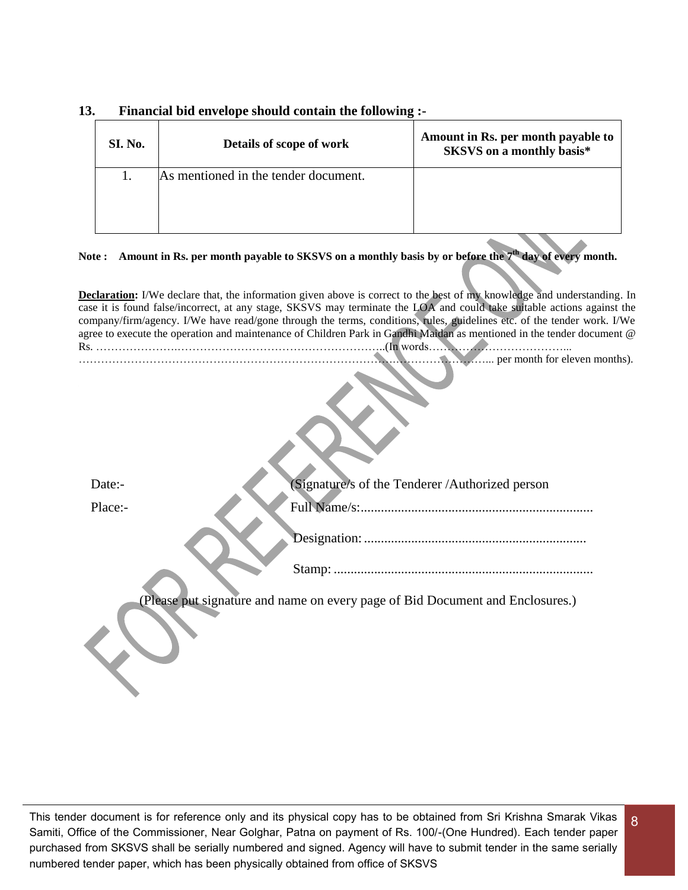## 13. Financial bid envelope should contain the following :-

| SI. No. | Details of scope of work | Amount in Rs. per month payable to SKSVS on a monthly basis* |
|---|---|---|
| 1. | As mentioned in the tender document. | |

**Note : Amount in Rs. per month payable to SKSVS on a monthly basis by or before the 7th day of every month.**

**Declaration:** I/We declare that, the information given above is correct to the best of my knowledge and understanding. In case it is found false/incorrect, at any stage, SKSVS may terminate the LOA and could take suitable actions against the company/firm/agency. I/We have read/gone through the terms, conditions, rules, guidelines etc. of the tender work. I/We agree to execute the operation and maintenance of Children Park in Gandhi Maidan as mentioned in the tender document @ Rs. ……………………………………………………………………..(In words………………………………...
……………………………………………………………………………………………... per month for eleven months).

Date:- (Signature/s of the Tenderer /Authorized person

Place:- Full Name/s:....................................................................

Designation: .................................................................

Stamp: ............................................................................

(Please put signature and name on every page of Bid Document and Enclosures.)

This tender document is for reference only and its physical copy has to be obtained from Sri Krishna Smarak Vikas Samiti, Office of the Commissioner, Near Golghar, Patna on payment of Rs. 100/-(One Hundred). Each tender paper purchased from SKSVS shall be serially numbered and signed. Agency will have to submit tender in the same serially numbered tender paper, which has been physically obtained from office of SKSVS